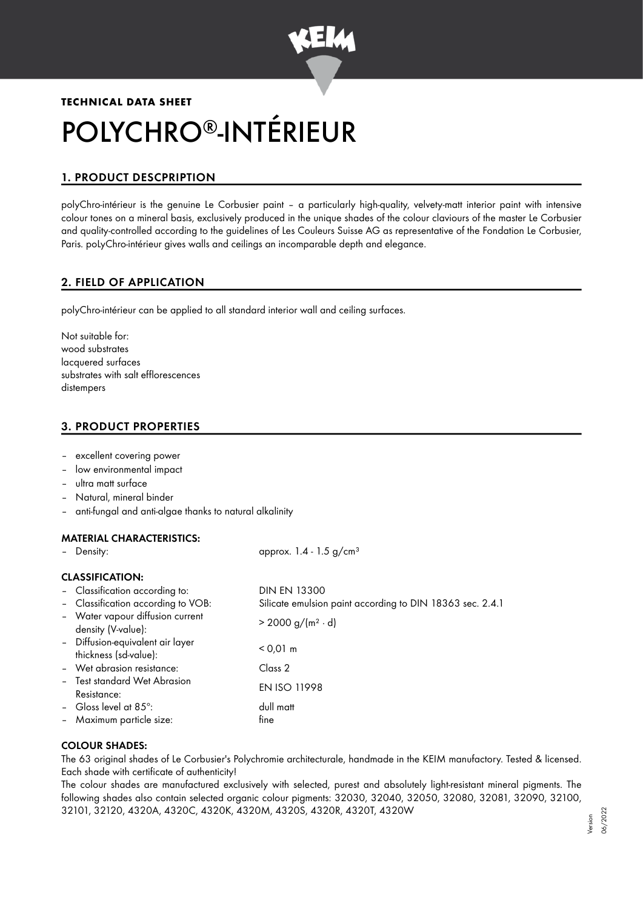**TECHNICAL DATA SHEET**

# POLYCHRO®-INTÉRIEUR

## 1. PRODUCT DESCPRIPTION

polyChro-intérieur is the genuine Le Corbusier paint – a particularly high-quality, velvety-matt interior paint with intensive colour tones on a mineral basis, exclusively produced in the unique shades of the colour claviours of the master Le Corbusier and quality-controlled according to the guidelines of Les Couleurs Suisse AG as representative of the Fondation Le Corbusier, Paris. poLyChro-intérieur gives walls and ceilings an incomparable depth and elegance.

## 2. FIELD OF APPLICATION

polyChro-intérieur can be applied to all standard interior wall and ceiling surfaces.

Not suitable for:
wood substrates
lacquered surfaces
substrates with salt efflorescences
distempers

## 3. PRODUCT PROPERTIES

- excellent covering power
- low environmental impact
- ultra matt surface
- Natural, mineral binder
- anti-fungal and anti-algae thanks to natural alkalinity

### MATERIAL CHARACTERISTICS:

- Density: approx. 1.4 - 1.5 g/cm³

### CLASSIFICATION:

- Classification according to: DIN EN 13300
- Classification according to VOB: Silicate emulsion paint according to DIN 18363 sec. 2.4.1
- Water vapour diffusion current density (V-value): > 2000 g/(m² · d)
- Diffusion-equivalent air layer thickness (sd-value): < 0,01 m
- Wet abrasion resistance: Class 2
- Test standard Wet Abrasion Resistance: EN ISO 11998
- Gloss level at 85°: dull matt
- Maximum particle size: fine

### COLOUR SHADES:

The 63 original shades of Le Corbusier's Polychromie architecturale, handmade in the KEIM manufactory. Tested & licensed. Each shade with certificate of authenticity!

The colour shades are manufactured exclusively with selected, purest and absolutely light-resistant mineral pigments. The following shades also contain selected organic colour pigments: 32030, 32040, 32050, 32080, 32081, 32090, 32100, 32101, 32120, 4320A, 4320C, 4320K, 4320M, 4320S, 4320R, 4320T, 4320W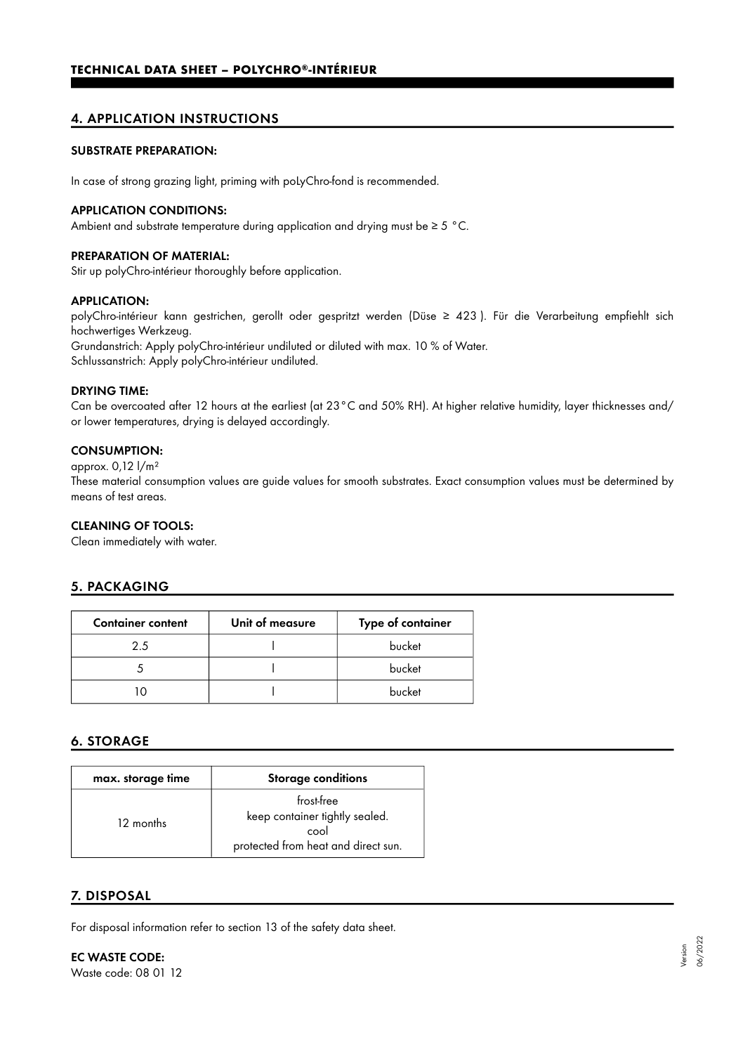## 4. APPLICATION INSTRUCTIONS

**SUBSTRATE PREPARATION:**

In case of strong grazing light, priming with poLyChro-fond is recommended.

**APPLICATION CONDITIONS:**

Ambient and substrate temperature during application and drying must be ≥ 5 °C.

**PREPARATION OF MATERIAL:**

Stir up polyChro-intérieur thoroughly before application.

**APPLICATION:**

polyChro-intérieur kann gestrichen, gerollt oder gespritzt werden (Düse ≥ 423 ). Für die Verarbeitung empfiehlt sich hochwertiges Werkzeug.

Grundanstrich: Apply polyChro-intérieur undiluted or diluted with max. 10 % of Water.

Schlussanstrich: Apply polyChro-intérieur undiluted.

**DRYING TIME:**

Can be overcoated after 12 hours at the earliest (at 23 °C and 50% RH). At higher relative humidity, layer thicknesses and/ or lower temperatures, drying is delayed accordingly.

**CONSUMPTION:**

approx. 0,12 l/m²

These material consumption values are guide values for smooth substrates. Exact consumption values must be determined by means of test areas.

**CLEANING OF TOOLS:**

Clean immediately with water.

## 5. PACKAGING

| Container content | Unit of measure | Type of container |
|---|---|---|
| 2.5 | l | bucket |
| 5 | l | bucket |
| 10 | l | bucket |

## 6. STORAGE

| max. storage time | Storage conditions |
|---|---|
| 12 months | frost-free<br>keep container tightly sealed.<br>cool<br>protected from heat and direct sun. |

## 7. DISPOSAL

For disposal information refer to section 13 of the safety data sheet.

**EC WASTE CODE:**

Waste code: 08 01 12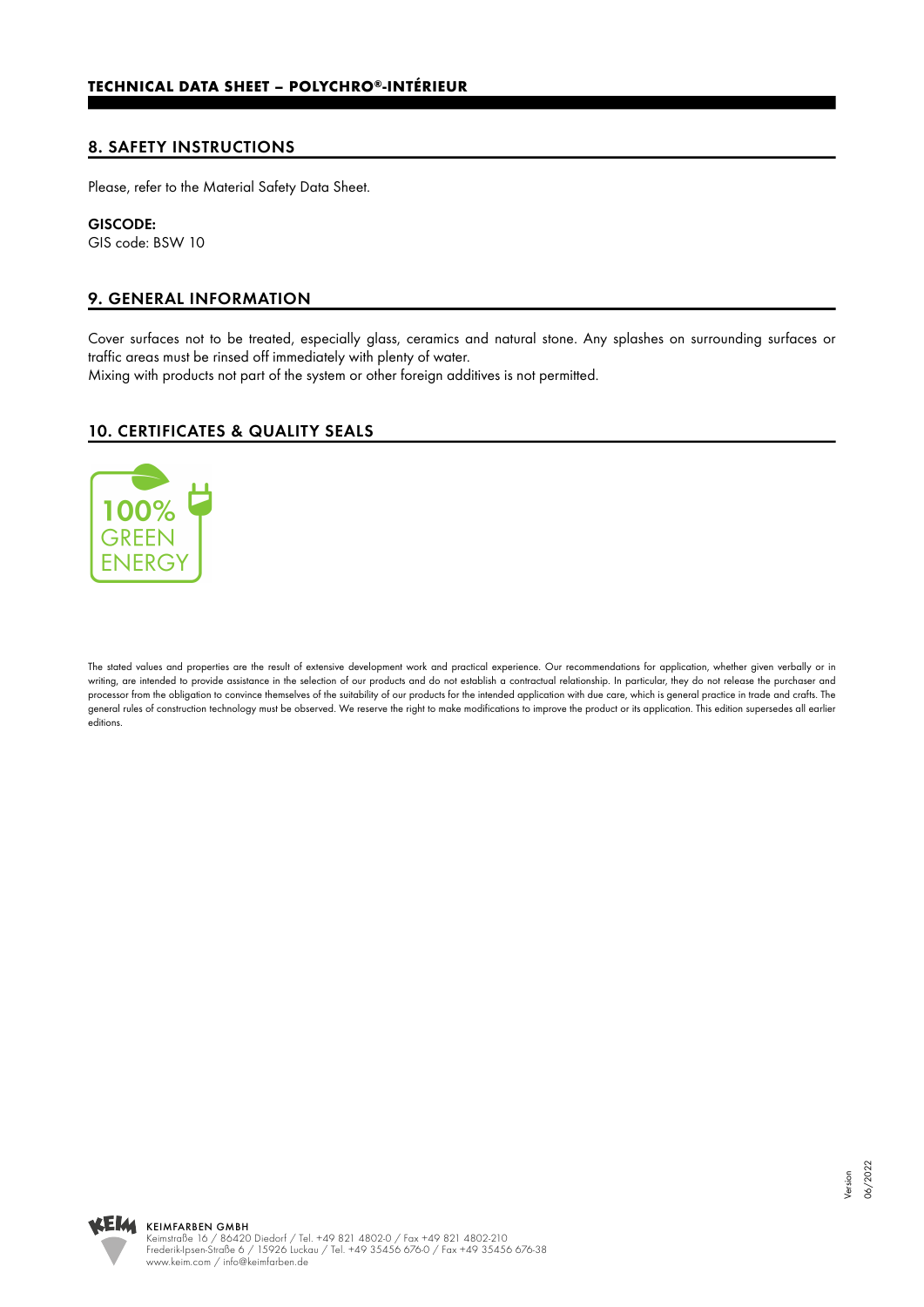## 8. SAFETY INSTRUCTIONS

Please, refer to the Material Safety Data Sheet.

**GISCODE:**
GIS code: BSW 10

## 9. GENERAL INFORMATION

Cover surfaces not to be treated, especially glass, ceramics and natural stone. Any splashes on surrounding surfaces or traffic areas must be rinsed off immediately with plenty of water.
Mixing with products not part of the system or other foreign additives is not permitted.

## 10. CERTIFICATES & QUALITY SEALS

100% GREEN ENERGY

The stated values and properties are the result of extensive development work and practical experience. Our recommendations for application, whether given verbally or in writing, are intended to provide assistance in the selection of our products and do not establish a contractual relationship. In particular, they do not release the purchaser and processor from the obligation to convince themselves of the suitability of our products for the intended application with due care, which is general practice in trade and crafts. The general rules of construction technology must be observed. We reserve the right to make modifications to improve the product or its application. This edition supersedes all earlier editions.

**KEIMFARBEN GMBH**
Keimstraße 16 / 86420 Diedorf / Tel. +49 821 4802-0 / Fax +49 821 4802-210
Frederik-Ipsen-Straße 6 / 15926 Luckau / Tel. +49 35456 676-0 / Fax +49 35456 676-38
www.keim.com / info@keimfarben.de

Version 06/2022